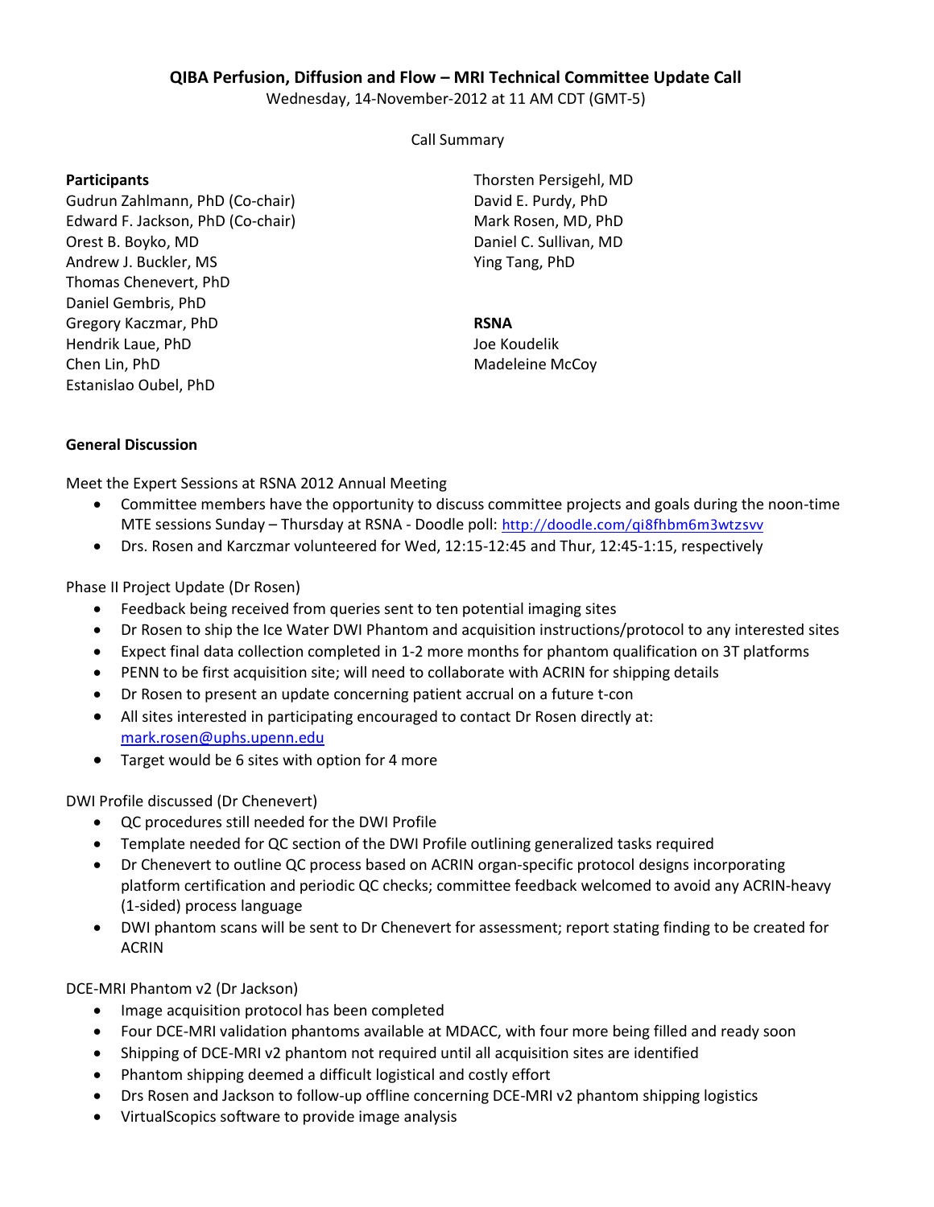# QIBA Perfusion, Diffusion and Flow – MRI Technical Committee Update Call

Wednesday, 14-November-2012 at 11 AM CDT (GMT-5)

Call Summary

**Participants**

Gudrun Zahlmann, PhD (Co-chair)
Edward F. Jackson, PhD (Co-chair)
Orest B. Boyko, MD
Andrew J. Buckler, MS
Thomas Chenevert, PhD
Daniel Gembris, PhD
Gregory Kaczmar, PhD
Hendrik Laue, PhD
Chen Lin, PhD
Estanislao Oubel, PhD
Thorsten Persigehl, MD
David E. Purdy, PhD
Mark Rosen, MD, PhD
Daniel C. Sullivan, MD
Ying Tang, PhD

**RSNA**

Joe Koudelik
Madeleine McCoy

**General Discussion**

Meet the Expert Sessions at RSNA 2012 Annual Meeting

- Committee members have the opportunity to discuss committee projects and goals during the noon-time MTE sessions Sunday – Thursday at RSNA - Doodle poll: http://doodle.com/qi8fhbm6m3wtzsvv
- Drs. Rosen and Karczmar volunteered for Wed, 12:15-12:45 and Thur, 12:45-1:15, respectively

Phase II Project Update (Dr Rosen)

- Feedback being received from queries sent to ten potential imaging sites
- Dr Rosen to ship the Ice Water DWI Phantom and acquisition instructions/protocol to any interested sites
- Expect final data collection completed in 1-2 more months for phantom qualification on 3T platforms
- PENN to be first acquisition site; will need to collaborate with ACRIN for shipping details
- Dr Rosen to present an update concerning patient accrual on a future t-con
- All sites interested in participating encouraged to contact Dr Rosen directly at: mark.rosen@uphs.upenn.edu
- Target would be 6 sites with option for 4 more

DWI Profile discussed (Dr Chenevert)

- QC procedures still needed for the DWI Profile
- Template needed for QC section of the DWI Profile outlining generalized tasks required
- Dr Chenevert to outline QC process based on ACRIN organ-specific protocol designs incorporating platform certification and periodic QC checks; committee feedback welcomed to avoid any ACRIN-heavy (1-sided) process language
- DWI phantom scans will be sent to Dr Chenevert for assessment; report stating finding to be created for ACRIN

DCE-MRI Phantom v2 (Dr Jackson)

- Image acquisition protocol has been completed
- Four DCE-MRI validation phantoms available at MDACC, with four more being filled and ready soon
- Shipping of DCE-MRI v2 phantom not required until all acquisition sites are identified
- Phantom shipping deemed a difficult logistical and costly effort
- Drs Rosen and Jackson to follow-up offline concerning DCE-MRI v2 phantom shipping logistics
- VirtualScopics software to provide image analysis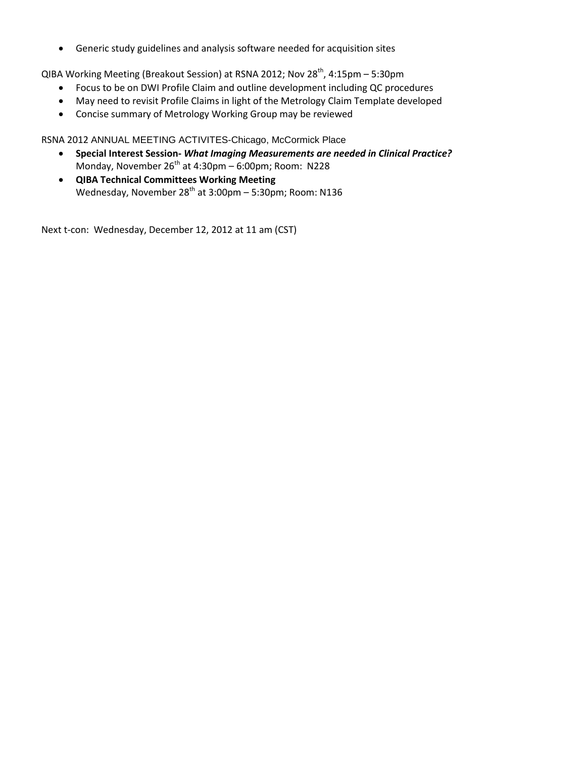- Generic study guidelines and analysis software needed for acquisition sites

QIBA Working Meeting (Breakout Session) at RSNA 2012; Nov 28th, 4:15pm – 5:30pm

- Focus to be on DWI Profile Claim and outline development including QC procedures
- May need to revisit Profile Claims in light of the Metrology Claim Template developed
- Concise summary of Metrology Working Group may be reviewed

RSNA 2012 ANNUAL MEETING ACTIVITES-Chicago, McCormick Place

- **Special Interest Session-** ***What Imaging Measurements are needed in Clinical Practice?***
  Monday, November 26th at 4:30pm – 6:00pm; Room: N228
- **QIBA Technical Committees Working Meeting**
  Wednesday, November 28th at 3:00pm – 5:30pm; Room: N136

Next t-con: Wednesday, December 12, 2012 at 11 am (CST)